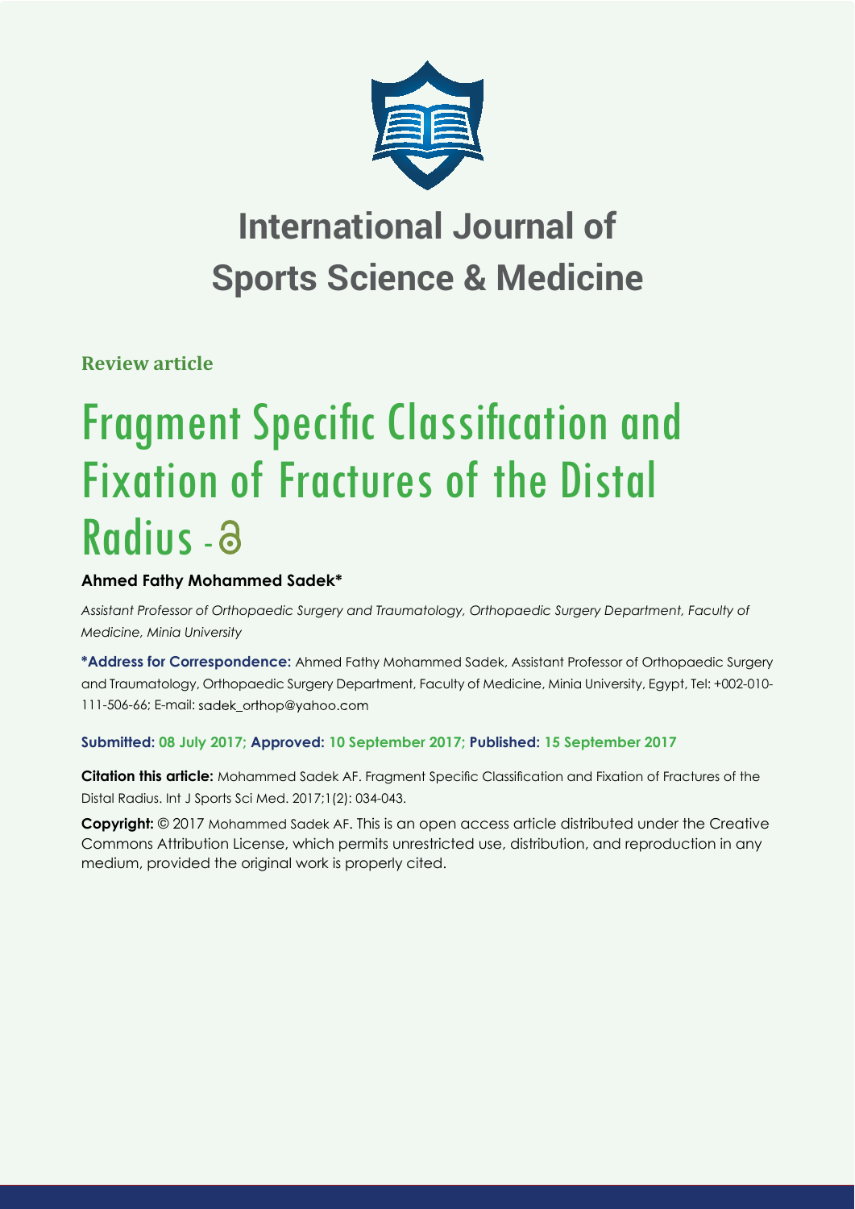# International Journal of Sports Science & Medicine

**Review article**

# Fragment Specific Classification and Fixation of Fractures of the Distal Radius

**Ahmed Fathy Mohammed Sadek***

*Assistant Professor of Orthopaedic Surgery and Traumatology, Orthopaedic Surgery Department, Faculty of Medicine, Minia University*

**\*Address for Correspondence:** Ahmed Fathy Mohammed Sadek, Assistant Professor of Orthopaedic Surgery and Traumatology, Orthopaedic Surgery Department, Faculty of Medicine, Minia University, Egypt, Tel: +002-010-111-506-66; E-mail: sadek_orthop@yahoo.com

**Submitted: 08 July 2017; Approved: 10 September 2017; Published: 15 September 2017**

**Citation this article:** Mohammed Sadek AF. Fragment Specific Classification and Fixation of Fractures of the Distal Radius. Int J Sports Sci Med. 2017;1(2): 034-043.

**Copyright:** © 2017 Mohammed Sadek AF. This is an open access article distributed under the Creative Commons Attribution License, which permits unrestricted use, distribution, and reproduction in any medium, provided the original work is properly cited.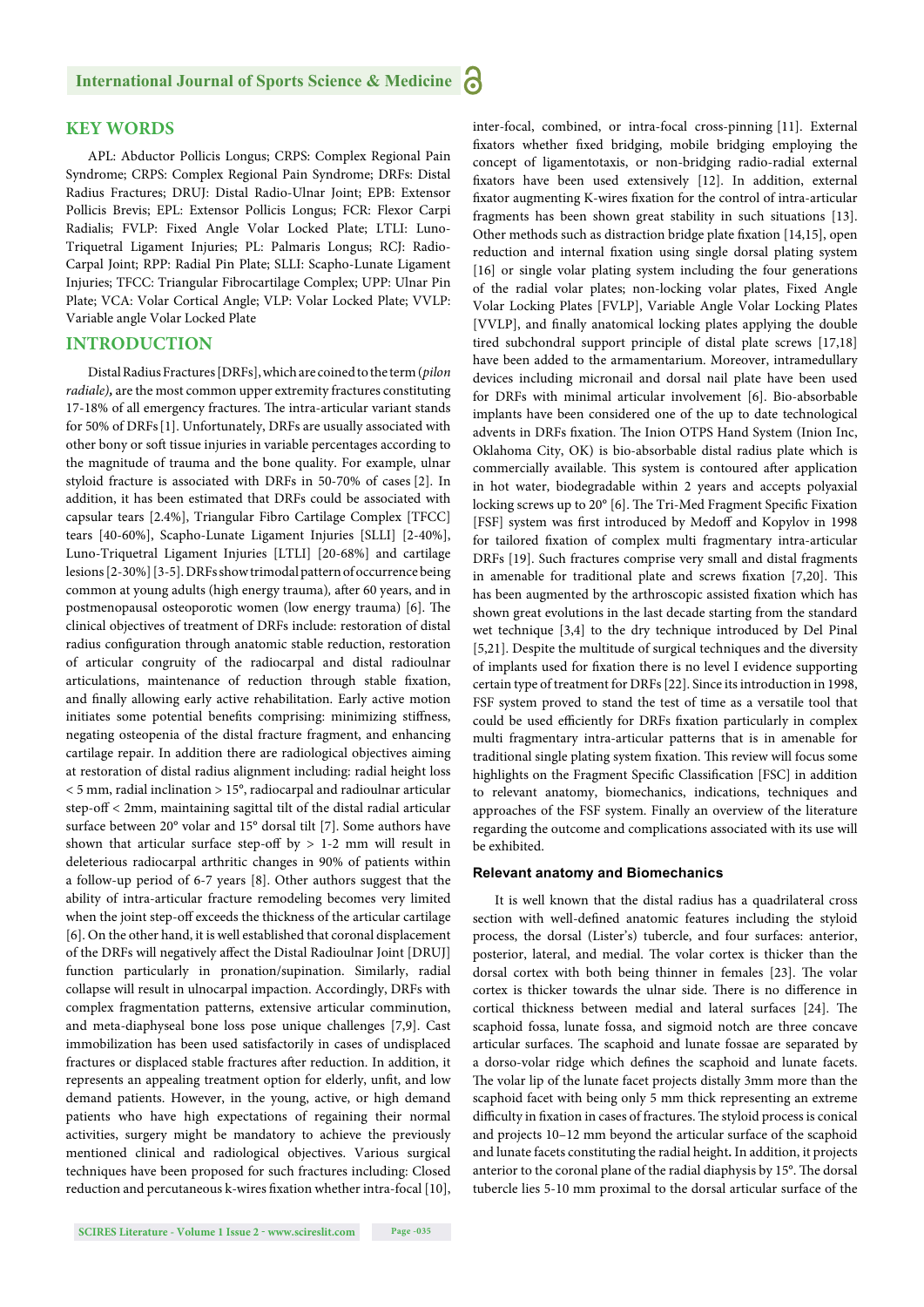## KEY WORDS

APL: Abductor Pollicis Longus; CRPS: Complex Regional Pain Syndrome; CRPS: Complex Regional Pain Syndrome; DRFs: Distal Radius Fractures; DRUJ: Distal Radio-Ulnar Joint; EPB: Extensor Pollicis Brevis; EPL: Extensor Pollicis Longus; FCR: Flexor Carpi Radialis; FVLP: Fixed Angle Volar Locked Plate; LTLI: Luno-Triquetral Ligament Injuries; PL: Palmaris Longus; RCJ: Radio-Carpal Joint; RPP: Radial Pin Plate; SLLI: Scapho-Lunate Ligament Injuries; TFCC: Triangular Fibrocartilage Complex; UPP: Ulnar Pin Plate; VCA: Volar Cortical Angle; VLP: Volar Locked Plate; VVLP: Variable angle Volar Locked Plate

## INTRODUCTION

Distal Radius Fractures [DRFs], which are coined to the term (*pilon radiale),* are the most common upper extremity fractures constituting 17-18% of all emergency fractures. The intra-articular variant stands for 50% of DRFs [1]. Unfortunately, DRFs are usually associated with other bony or soft tissue injuries in variable percentages according to the magnitude of trauma and the bone quality. For example, ulnar styloid fracture is associated with DRFs in 50-70% of cases [2]. In addition, it has been estimated that DRFs could be associated with capsular tears [2.4%], Triangular Fibro Cartilage Complex [TFCC] tears [40-60%], Scapho-Lunate Ligament Injuries [SLLI] [2-40%], Luno-Triquetral Ligament Injuries [LTLI] [20-68%] and cartilage lesions [2-30%] [3-5]. DRFs show trimodal pattern of occurrence being common at young adults (high energy trauma), after 60 years, and in postmenopausal osteoporotic women (low energy trauma) [6]. The clinical objectives of treatment of DRFs include: restoration of distal radius configuration through anatomic stable reduction, restoration of articular congruity of the radiocarpal and distal radioulnar articulations, maintenance of reduction through stable fixation, and finally allowing early active rehabilitation. Early active motion initiates some potential benefits comprising: minimizing stiffness, negating osteopenia of the distal fracture fragment, and enhancing cartilage repair. In addition there are radiological objectives aiming at restoration of distal radius alignment including: radial height loss < 5 mm, radial inclination > 15°, radiocarpal and radioulnar articular step-off < 2mm, maintaining sagittal tilt of the distal radial articular surface between 20° volar and 15° dorsal tilt [7]. Some authors have shown that articular surface step-off by > 1-2 mm will result in deleterious radiocarpal arthritic changes in 90% of patients within a follow-up period of 6-7 years [8]. Other authors suggest that the ability of intra-articular fracture remodeling becomes very limited when the joint step-off exceeds the thickness of the articular cartilage [6]. On the other hand, it is well established that coronal displacement of the DRFs will negatively affect the Distal Radioulnar Joint [DRUJ] function particularly in pronation/supination. Similarly, radial collapse will result in ulnocarpal impaction. Accordingly, DRFs with complex fragmentation patterns, extensive articular comminution, and meta-diaphyseal bone loss pose unique challenges [7,9]. Cast immobilization has been used satisfactorily in cases of undisplaced fractures or displaced stable fractures after reduction. In addition, it represents an appealing treatment option for elderly, unfit, and low demand patients. However, in the young, active, or high demand patients who have high expectations of regaining their normal activities, surgery might be mandatory to achieve the previously mentioned clinical and radiological objectives. Various surgical techniques have been proposed for such fractures including: Closed reduction and percutaneous k-wires fixation whether intra-focal [10], inter-focal, combined, or intra-focal cross-pinning [11]. External fixators whether fixed bridging, mobile bridging employing the concept of ligamentotaxis, or non-bridging radio-radial external fixators have been used extensively [12]. In addition, external fixator augmenting K-wires fixation for the control of intra-articular fragments has been shown great stability in such situations [13]. Other methods such as distraction bridge plate fixation [14,15], open reduction and internal fixation using single dorsal plating system [16] or single volar plating system including the four generations of the radial volar plates; non-locking volar plates, Fixed Angle Volar Locking Plates [FVLP], Variable Angle Volar Locking Plates [VVLP], and finally anatomical locking plates applying the double tired subchondral support principle of distal plate screws [17,18] have been added to the armamentarium. Moreover, intramedullary devices including micronail and dorsal nail plate have been used for DRFs with minimal articular involvement [6]. Bio-absorbable implants have been considered one of the up to date technological advents in DRFs fixation. The Inion OTPS Hand System (Inion Inc, Oklahoma City, OK) is bio-absorbable distal radius plate which is commercially available. This system is contoured after application in hot water, biodegradable within 2 years and accepts polyaxial locking screws up to 20° [6]. The Tri-Med Fragment Specific Fixation [FSF] system was first introduced by Medoff and Kopylov in 1998 for tailored fixation of complex multi fragmentary intra-articular DRFs [19]. Such fractures comprise very small and distal fragments in amenable for traditional plate and screws fixation [7,20]. This has been augmented by the arthroscopic assisted fixation which has shown great evolutions in the last decade starting from the standard wet technique [3,4] to the dry technique introduced by Del Pinal [5,21]. Despite the multitude of surgical techniques and the diversity of implants used for fixation there is no level I evidence supporting certain type of treatment for DRFs [22]. Since its introduction in 1998, FSF system proved to stand the test of time as a versatile tool that could be used efficiently for DRFs fixation particularly in complex multi fragmentary intra-articular patterns that is in amenable for traditional single plating system fixation. This review will focus some highlights on the Fragment Specific Classification [FSC] in addition to relevant anatomy, biomechanics, indications, techniques and approaches of the FSF system. Finally an overview of the literature regarding the outcome and complications associated with its use will be exhibited.

### Relevant anatomy and Biomechanics

It is well known that the distal radius has a quadrilateral cross section with well-defined anatomic features including the styloid process, the dorsal (Lister's) tubercle, and four surfaces: anterior, posterior, lateral, and medial. The volar cortex is thicker than the dorsal cortex with both being thinner in females [23]. The volar cortex is thicker towards the ulnar side. There is no difference in cortical thickness between medial and lateral surfaces [24]. The scaphoid fossa, lunate fossa, and sigmoid notch are three concave articular surfaces. The scaphoid and lunate fossae are separated by a dorso-volar ridge which defines the scaphoid and lunate facets. The volar lip of the lunate facet projects distally 3mm more than the scaphoid facet with being only 5 mm thick representing an extreme difficulty in fixation in cases of fractures. The styloid process is conical and projects 10–12 mm beyond the articular surface of the scaphoid and lunate facets constituting the radial height**.** In addition, it projects anterior to the coronal plane of the radial diaphysis by 15°. The dorsal tubercle lies 5-10 mm proximal to the dorsal articular surface of the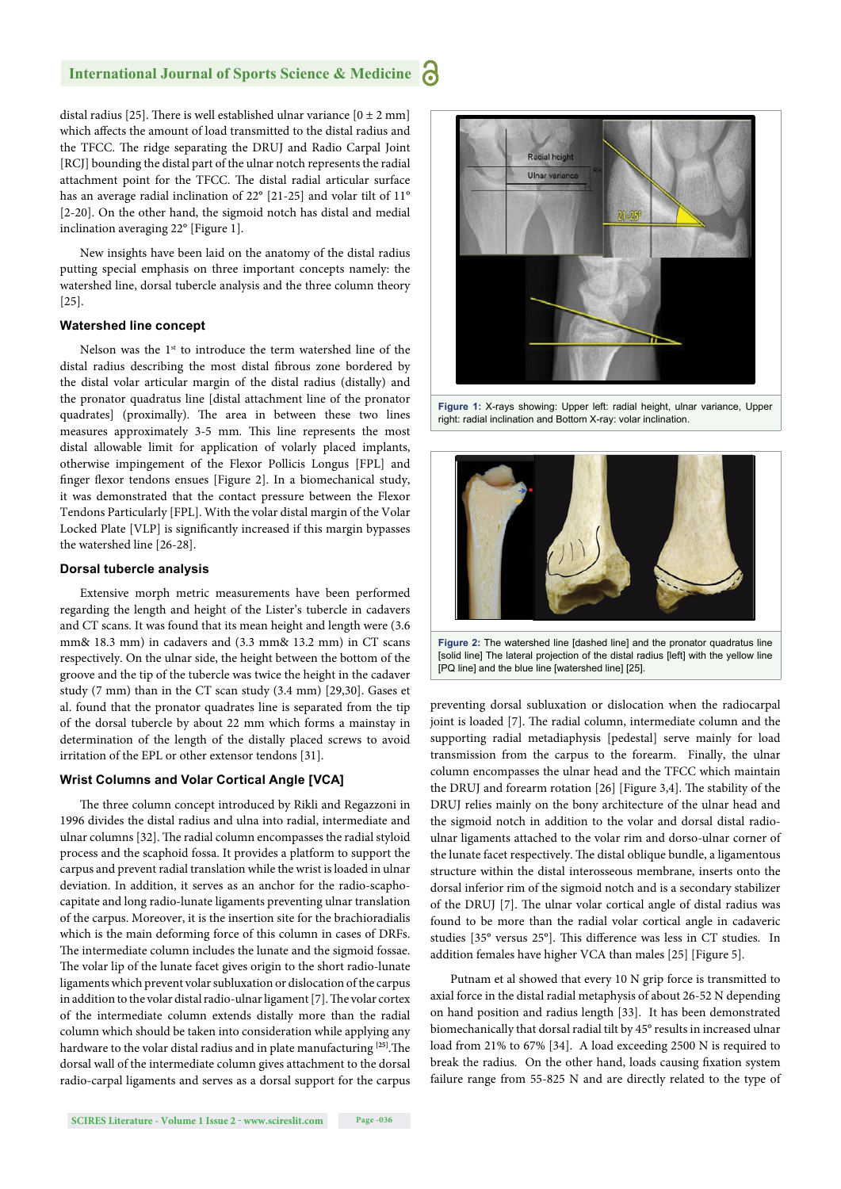distal radius [25]. There is well established ulnar variance [0 ± 2 mm] which affects the amount of load transmitted to the distal radius and the TFCC. The ridge separating the DRUJ and Radio Carpal Joint [RCJ] bounding the distal part of the ulnar notch represents the radial attachment point for the TFCC. The distal radial articular surface has an average radial inclination of 22° [21-25] and volar tilt of 11° [2-20]. On the other hand, the sigmoid notch has distal and medial inclination averaging 22° [Figure 1].

New insights have been laid on the anatomy of the distal radius putting special emphasis on three important concepts namely: the watershed line, dorsal tubercle analysis and the three column theory [25].

### Watershed line concept

Nelson was the 1st to introduce the term watershed line of the distal radius describing the most distal fibrous zone bordered by the distal volar articular margin of the distal radius (distally) and the pronator quadratus line [distal attachment line of the pronator quadrates] (proximally). The area in between these two lines measures approximately 3-5 mm. This line represents the most distal allowable limit for application of volarly placed implants, otherwise impingement of the Flexor Pollicis Longus [FPL] and finger flexor tendons ensues [Figure 2]. In a biomechanical study, it was demonstrated that the contact pressure between the Flexor Tendons Particularly [FPL]. With the volar distal margin of the Volar Locked Plate [VLP] is significantly increased if this margin bypasses the watershed line [26-28].

### Dorsal tubercle analysis

Extensive morph metric measurements have been performed regarding the length and height of the Lister's tubercle in cadavers and CT scans. It was found that its mean height and length were (3.6 mm& 18.3 mm) in cadavers and (3.3 mm& 13.2 mm) in CT scans respectively. On the ulnar side, the height between the bottom of the groove and the tip of the tubercle was twice the height in the cadaver study (7 mm) than in the CT scan study (3.4 mm) [29,30]. Gases et al. found that the pronator quadrates line is separated from the tip of the dorsal tubercle by about 22 mm which forms a mainstay in determination of the length of the distally placed screws to avoid irritation of the EPL or other extensor tendons [31].

### Wrist Columns and Volar Cortical Angle [VCA]

The three column concept introduced by Rikli and Regazzoni in 1996 divides the distal radius and ulna into radial, intermediate and ulnar columns [32]. The radial column encompasses the radial styloid process and the scaphoid fossa. It provides a platform to support the carpus and prevent radial translation while the wrist is loaded in ulnar deviation. In addition, it serves as an anchor for the radio-scapho-capitate and long radio-lunate ligaments preventing ulnar translation of the carpus. Moreover, it is the insertion site for the brachioradialis which is the main deforming force of this column in cases of DRFs. The intermediate column includes the lunate and the sigmoid fossae. The volar lip of the lunate facet gives origin to the short radio-lunate ligaments which prevent volar subluxation or dislocation of the carpus in addition to the volar distal radio-ulnar ligament [7]. The volar cortex of the intermediate column extends distally more than the radial column which should be taken into consideration while applying any hardware to the volar distal radius and in plate manufacturing [25]. The dorsal wall of the intermediate column gives attachment to the dorsal radio-carpal ligaments and serves as a dorsal support for the carpus preventing dorsal subluxation or dislocation when the radiocarpal joint is loaded [7]. The radial column, intermediate column and the supporting radial metadiaphysis [pedestal] serve mainly for load transmission from the carpus to the forearm. Finally, the ulnar column encompasses the ulnar head and the TFCC which maintain the DRUJ and forearm rotation [26] [Figure 3,4]. The stability of the DRUJ relies mainly on the bony architecture of the ulnar head and the sigmoid notch in addition to the volar and dorsal distal radio-ulnar ligaments attached to the volar rim and dorso-ulnar corner of the lunate facet respectively. The distal oblique bundle, a ligamentous structure within the distal interosseous membrane, inserts onto the dorsal inferior rim of the sigmoid notch and is a secondary stabilizer of the DRUJ [7]. The ulnar volar cortical angle of distal radius was found to be more than the radial volar cortical angle in cadaveric studies [35° versus 25°]. This difference was less in CT studies. In addition females have higher VCA than males [25] [Figure 5].

Figure 1: X-rays showing: Upper left: radial height, ulnar variance, Upper right: radial inclination and Bottom X-ray: volar inclination.

Figure 2: The watershed line [dashed line] and the pronator quadratus line [solid line] The lateral projection of the distal radius [left] with the yellow line [PQ line] and the blue line [watershed line] [25].

Putnam et al showed that every 10 N grip force is transmitted to axial force in the distal radial metaphysis of about 26-52 N depending on hand position and radius length [33]. It has been demonstrated biomechanically that dorsal radial tilt by 45° results in increased ulnar load from 21% to 67% [34]. A load exceeding 2500 N is required to break the radius. On the other hand, loads causing fixation system failure range from 55-825 N and are directly related to the type of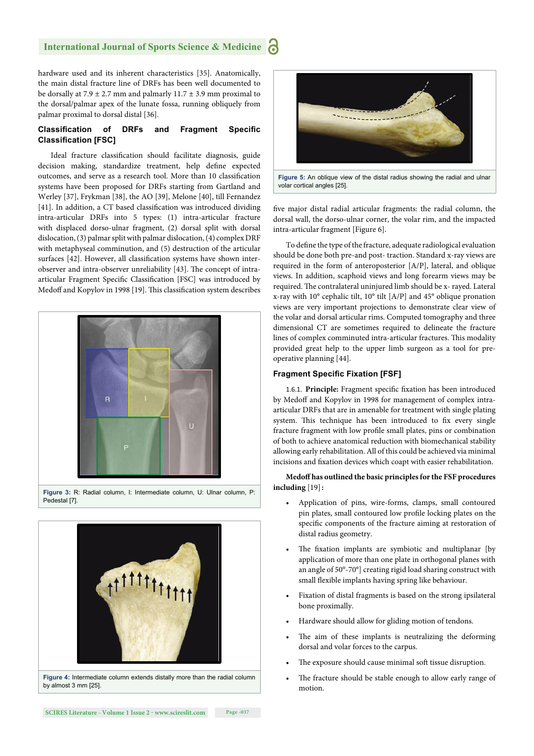hardware used and its inherent characteristics [35]. Anatomically, the main distal fracture line of DRFs has been well documented to be dorsally at 7.9 ± 2.7 mm and palmarly 11.7 ± 3.9 mm proximal to the dorsal/palmar apex of the lunate fossa, running obliquely from palmar proximal to dorsal distal [36].

### Classification of DRFs and Fragment Specific Classification [FSC]

Ideal fracture classification should facilitate diagnosis, guide decision making, standardize treatment, help define expected outcomes, and serve as a research tool. More than 10 classification systems have been proposed for DRFs starting from Gartland and Werley [37], Frykman [38], the AO [39], Melone [40], till Fernandez [41]. In addition, a CT based classification was introduced dividing intra-articular DRFs into 5 types: (1) intra-articular fracture with displaced dorso-ulnar fragment, (2) dorsal split with dorsal dislocation, (3) palmar split with palmar dislocation, (4) complex DRF with metaphyseal comminution, and (5) destruction of the articular surfaces [42]. However, all classification systems have shown inter-observer and intra-observer unreliability [43]. The concept of intra-articular Fragment Specific Classification [FSC] was introduced by Medoff and Kopylov in 1998 [19]. This classification system describes five major distal radial articular fragments: the radial column, the dorsal wall, the dorso-ulnar corner, the volar rim, and the impacted intra-articular fragment [Figure 6].

Figure 3: R: Radial column, I: Intermediate column, U: Ulnar column, P: Pedestal [7].

Figure 4: Intermediate column extends distally more than the radial column by almost 3 mm [25].

Figure 5: An oblique view of the distal radius showing the radial and ulnar volar cortical angles [25].

To define the type of the fracture, adequate radiological evaluation should be done both pre-and post- traction. Standard x-ray views are required in the form of anteroposterior [A/P], lateral, and oblique views. In addition, scaphoid views and long forearm views may be required. The contralateral uninjured limb should be x- rayed. Lateral x-ray with 10° cephalic tilt, 10° tilt [A/P] and 45° oblique pronation views are very important projections to demonstrate clear view of the volar and dorsal articular rims. Computed tomography and three dimensional CT are sometimes required to delineate the fracture lines of complex comminuted intra-articular fractures. This modality provided great help to the upper limb surgeon as a tool for pre-operative planning [44].

### Fragment Specific Fixation [FSF]

1.6.1. **Principle:** Fragment specific fixation has been introduced by Medoff and Kopylov in 1998 for management of complex intra-articular DRFs that are in amenable for treatment with single plating system. This technique has been introduced to fix every single fracture fragment with low profile small plates, pins or combination of both to achieve anatomical reduction with biomechanical stability allowing early rehabilitation. All of this could be achieved via minimal incisions and fixation devices which coapt with easier rehabilitation.

**Medoff has outlined the basic principles for the FSF procedures including** [19]**:**

- Application of pins, wire-forms, clamps, small contoured pin plates, small contoured low profile locking plates on the specific components of the fracture aiming at restoration of distal radius geometry.
- The fixation implants are symbiotic and multiplanar [by application of more than one plate in orthogonal planes with an angle of 50°-70°] creating rigid load sharing construct with small flexible implants having spring like behaviour.
- Fixation of distal fragments is based on the strong ipsilateral bone proximally.
- Hardware should allow for gliding motion of tendons.
- The aim of these implants is neutralizing the deforming dorsal and volar forces to the carpus.
- The exposure should cause minimal soft tissue disruption.
- The fracture should be stable enough to allow early range of motion.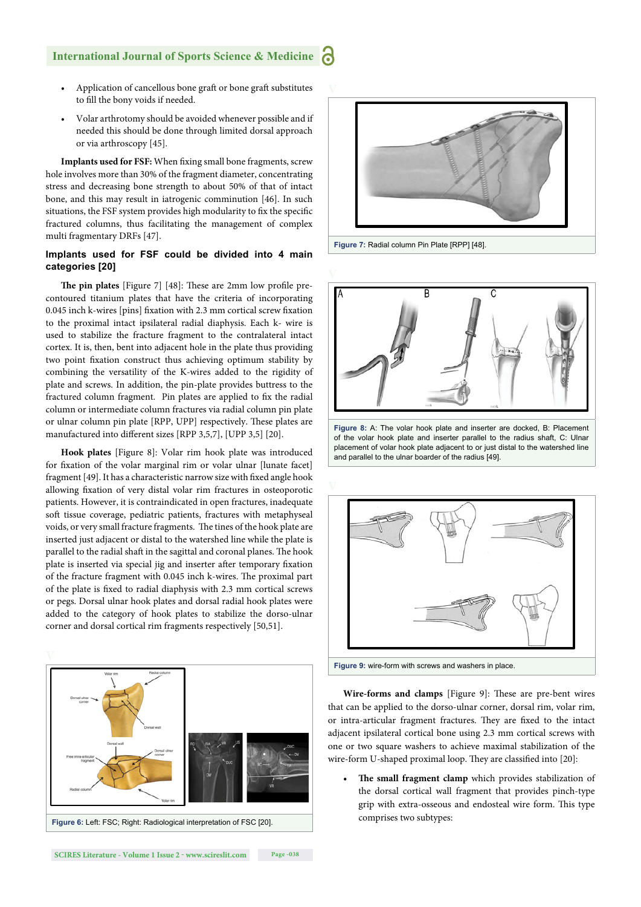- Application of cancellous bone graft or bone graft substitutes to fill the bony voids if needed.
- Volar arthrotomy should be avoided whenever possible and if needed this should be done through limited dorsal approach or via arthroscopy [45].

**Implants used for FSF:** When fixing small bone fragments, screw hole involves more than 30% of the fragment diameter, concentrating stress and decreasing bone strength to about 50% of that of intact bone, and this may result in iatrogenic comminution [46]. In such situations, the FSF system provides high modularity to fix the specific fractured columns, thus facilitating the management of complex multi fragmentary DRFs [47].

### Implants used for FSF could be divided into 4 main categories [20]

**The pin plates** [Figure 7] [48]: These are 2mm low profile pre-contoured titanium plates that have the criteria of incorporating 0.045 inch k-wires [pins] fixation with 2.3 mm cortical screw fixation to the proximal intact ipsilateral radial diaphysis. Each k- wire is used to stabilize the fracture fragment to the contralateral intact cortex. It is, then, bent into adjacent hole in the plate thus providing two point fixation construct thus achieving optimum stability by combining the versatility of the K-wires added to the rigidity of plate and screws. In addition, the pin-plate provides buttress to the fractured column fragment. Pin plates are applied to fix the radial column or intermediate column fractures via radial column pin plate or ulnar column pin plate [RPP, UPP] respectively. These plates are manufactured into different sizes [RPP 3,5,7], [UPP 3,5] [20].

**Hook plates** [Figure 8]: Volar rim hook plate was introduced for fixation of the volar marginal rim or volar ulnar [lunate facet] fragment [49]. It has a characteristic narrow size with fixed angle hook allowing fixation of very distal volar rim fractures in osteoporotic patients. However, it is contraindicated in open fractures, inadequate soft tissue coverage, pediatric patients, fractures with metaphyseal voids, or very small fracture fragments. The tines of the hook plate are inserted just adjacent or distal to the watershed line while the plate is parallel to the radial shaft in the sagittal and coronal planes. The hook plate is inserted via special jig and inserter after temporary fixation of the fracture fragment with 0.045 inch k-wires. The proximal part of the plate is fixed to radial diaphysis with 2.3 mm cortical screws or pegs. Dorsal ulnar hook plates and dorsal radial hook plates were added to the category of hook plates to stabilize the dorso-ulnar corner and dorsal cortical rim fragments respectively [50,51].

**Figure 6:** Left: FSC; Right: Radiological interpretation of FSC [20].

**Figure 7:** Radial column Pin Plate [RPP] [48].

**Figure 8:** A: The volar hook plate and inserter are docked, B: Placement of the volar hook plate and inserter parallel to the radius shaft, C: Ulnar placement of volar hook plate adjacent to or just distal to the watershed line and parallel to the ulnar boarder of the radius [49].

**Figure 9:** wire-form with screws and washers in place.

**Wire-forms and clamps** [Figure 9]: These are pre-bent wires that can be applied to the dorso-ulnar corner, dorsal rim, volar rim, or intra-articular fragment fractures. They are fixed to the intact adjacent ipsilateral cortical bone using 2.3 mm cortical screws with one or two square washers to achieve maximal stabilization of the wire-form U-shaped proximal loop. They are classified into [20]:

- **The small fragment clamp** which provides stabilization of the dorsal cortical wall fragment that provides pinch-type grip with extra-osseous and endosteal wire form. This type comprises two subtypes: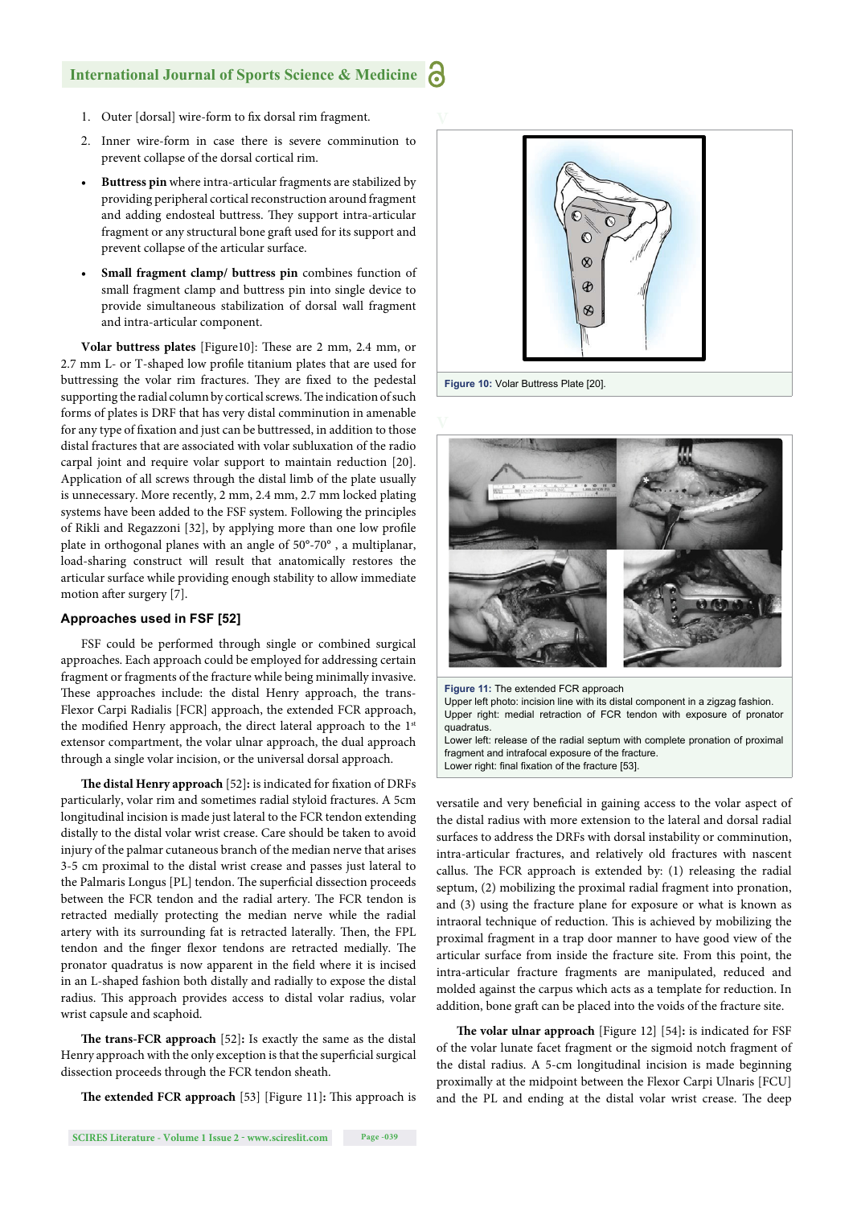1. Outer [dorsal] wire-form to fix dorsal rim fragment.
2. Inner wire-form in case there is severe comminution to prevent collapse of the dorsal cortical rim.

- **Buttress pin** where intra-articular fragments are stabilized by providing peripheral cortical reconstruction around fragment and adding endosteal buttress. They support intra-articular fragment or any structural bone graft used for its support and prevent collapse of the articular surface.
- **Small fragment clamp/ buttress pin** combines function of small fragment clamp and buttress pin into single device to provide simultaneous stabilization of dorsal wall fragment and intra-articular component.

**Volar buttress plates** [Figure10]: These are 2 mm, 2.4 mm, or 2.7 mm L- or T-shaped low profile titanium plates that are used for buttressing the volar rim fractures. They are fixed to the pedestal supporting the radial column by cortical screws. The indication of such forms of plates is DRF that has very distal comminution in amenable for any type of fixation and just can be buttressed, in addition to those distal fractures that are associated with volar subluxation of the radio carpal joint and require volar support to maintain reduction [20]. Application of all screws through the distal limb of the plate usually is unnecessary. More recently, 2 mm, 2.4 mm, 2.7 mm locked plating systems have been added to the FSF system. Following the principles of Rikli and Regazzoni [32], by applying more than one low profile plate in orthogonal planes with an angle of 50°-70° , a multiplanar, load-sharing construct will result that anatomically restores the articular surface while providing enough stability to allow immediate motion after surgery [7].

Figure 10: Volar Buttress Plate [20].

### Approaches used in FSF [52]

FSF could be performed through single or combined surgical approaches. Each approach could be employed for addressing certain fragment or fragments of the fracture while being minimally invasive. These approaches include: the distal Henry approach, the trans-Flexor Carpi Radialis [FCR] approach, the extended FCR approach, the modified Henry approach, the distal lateral approach to the 1st extensor compartment, the volar ulnar approach, the dual approach through a single volar incision, or the universal dorsal approach.

**The distal Henry approach** [52]**:** is indicated for fixation of DRFs particularly, volar rim and sometimes radial styloid fractures. A 5cm longitudinal incision is made just lateral to the FCR tendon extending distally to the distal volar wrist crease. Care should be taken to avoid injury of the palmar cutaneous branch of the median nerve that arises 3-5 cm proximal to the distal wrist crease and passes just lateral to the Palmaris Longus [PL] tendon. The superficial dissection proceeds between the FCR tendon and the radial artery. The FCR tendon is retracted medially protecting the median nerve while the radial artery with its surrounding fat is retracted laterally. Then, the FPL tendon and the finger flexor tendons are retracted medially. The pronator quadratus is now apparent in the field where it is incised in an L-shaped fashion both distally and radially to expose the distal radius. This approach provides access to distal volar radius, volar wrist capsule and scaphoid.

**The trans-FCR approach** [52]**:** Is exactly the same as the distal Henry approach with the only exception is that the superficial surgical dissection proceeds through the FCR tendon sheath.

**The extended FCR approach** [53] [Figure 11]**:** This approach is versatile and very beneficial in gaining access to the volar aspect of the distal radius with more extension to the lateral and dorsal radial surfaces to address the DRFs with dorsal instability or comminution, intra-articular fractures, and relatively old fractures with nascent callus. The FCR approach is extended by: (1) releasing the radial septum, (2) mobilizing the proximal radial fragment into pronation, and (3) using the fracture plane for exposure or what is known as intraoral technique of reduction. This is achieved by mobilizing the proximal fragment in a trap door manner to have good view of the articular surface from inside the fracture site. From this point, the intra-articular fracture fragments are manipulated, reduced and molded against the carpus which acts as a template for reduction. In addition, bone graft can be placed into the voids of the fracture site.

Figure 11: The extended FCR approach
Upper left photo: incision line with its distal component in a zigzag fashion.
Upper right: medial retraction of FCR tendon with exposure of pronator quadratus.
Lower left: release of the radial septum with complete pronation of proximal fragment and intrafocal exposure of the fracture.
Lower right: final fixation of the fracture [53].

**The volar ulnar approach** [Figure 12] [54]**:** is indicated for FSF of the volar lunate facet fragment or the sigmoid notch fragment of the distal radius. A 5-cm longitudinal incision is made beginning proximally at the midpoint between the Flexor Carpi Ulnaris [FCU] and the PL and ending at the distal volar wrist crease. The deep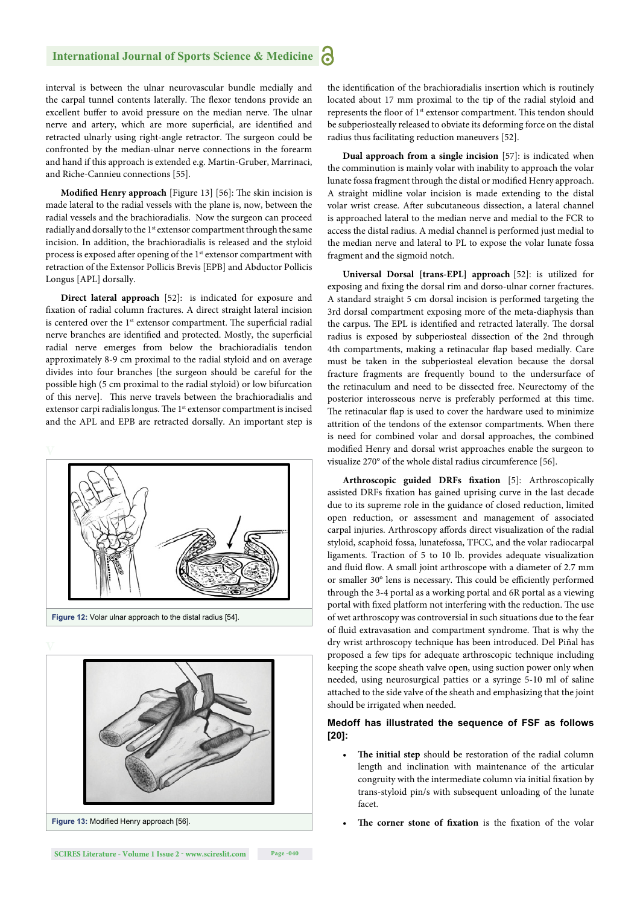interval is between the ulnar neurovascular bundle medially and the carpal tunnel contents laterally. The flexor tendons provide an excellent buffer to avoid pressure on the median nerve. The ulnar nerve and artery, which are more superficial, are identified and retracted ulnarly using right-angle retractor. The surgeon could be confronted by the median-ulnar nerve connections in the forearm and hand if this approach is extended e.g. Martin-Gruber, Marrinaci, and Riche-Cannieu connections [55].

**Modified Henry approach** [Figure 13] [56]: The skin incision is made lateral to the radial vessels with the plane is, now, between the radial vessels and the brachioradialis. Now the surgeon can proceed radially and dorsally to the 1st extensor compartment through the same incision. In addition, the brachioradialis is released and the styloid process is exposed after opening of the 1st extensor compartment with retraction of the Extensor Pollicis Brevis [EPB] and Abductor Pollicis Longus [APL] dorsally.

**Direct lateral approach** [52]: is indicated for exposure and fixation of radial column fractures. A direct straight lateral incision is centered over the 1st extensor compartment. The superficial radial nerve branches are identified and protected. Mostly, the superficial radial nerve emerges from below the brachioradialis tendon approximately 8-9 cm proximal to the radial styloid and on average divides into four branches [the surgeon should be careful for the possible high (5 cm proximal to the radial styloid) or low bifurcation of this nerve]. This nerve travels between the brachioradialis and extensor carpi radialis longus. The 1st extensor compartment is incised and the APL and EPB are retracted dorsally. An important step is the identification of the brachioradialis insertion which is routinely located about 17 mm proximal to the tip of the radial styloid and represents the floor of 1st extensor compartment. This tendon should be subperiosteally released to obviate its deforming force on the distal radius thus facilitating reduction maneuvers [52].

Figure 12: Volar ulnar approach to the distal radius [54].

Figure 13: Modified Henry approach [56].

**Dual approach from a single incision** [57]: is indicated when the comminution is mainly volar with inability to approach the volar lunate fossa fragment through the distal or modified Henry approach. A straight midline volar incision is made extending to the distal volar wrist crease. After subcutaneous dissection, a lateral channel is approached lateral to the median nerve and medial to the FCR to access the distal radius. A medial channel is performed just medial to the median nerve and lateral to PL to expose the volar lunate fossa fragment and the sigmoid notch.

**Universal Dorsal [trans-EPL] approach** [52]: is utilized for exposing and fixing the dorsal rim and dorso-ulnar corner fractures. A standard straight 5 cm dorsal incision is performed targeting the 3rd dorsal compartment exposing more of the meta-diaphysis than the carpus. The EPL is identified and retracted laterally. The dorsal radius is exposed by subperiosteal dissection of the 2nd through 4th compartments, making a retinacular flap based medially. Care must be taken in the subperiosteal elevation because the dorsal fracture fragments are frequently bound to the undersurface of the retinaculum and need to be dissected free. Neurectomy of the posterior interosseous nerve is preferably performed at this time. The retinacular flap is used to cover the hardware used to minimize attrition of the tendons of the extensor compartments. When there is need for combined volar and dorsal approaches, the combined modified Henry and dorsal wrist approaches enable the surgeon to visualize 270° of the whole distal radius circumference [56].

**Arthroscopic guided DRFs fixation** [5]: Arthroscopically assisted DRFs fixation has gained uprising curve in the last decade due to its supreme role in the guidance of closed reduction, limited open reduction, or assessment and management of associated carpal injuries. Arthroscopy affords direct visualization of the radial styloid, scaphoid fossa, lunatefossa, TFCC, and the volar radiocarpal ligaments. Traction of 5 to 10 lb. provides adequate visualization and fluid flow. A small joint arthroscope with a diameter of 2.7 mm or smaller 30° lens is necessary. This could be efficiently performed through the 3-4 portal as a working portal and 6R portal as a viewing portal with fixed platform not interfering with the reduction. The use of wet arthroscopy was controversial in such situations due to the fear of fluid extravasation and compartment syndrome. That is why the dry wrist arthroscopy technique has been introduced. Del Piñal has proposed a few tips for adequate arthroscopic technique including keeping the scope sheath valve open, using suction power only when needed, using neurosurgical patties or a syringe 5-10 ml of saline attached to the side valve of the sheath and emphasizing that the joint should be irrigated when needed.

### Medoff has illustrated the sequence of FSF as follows [20]:

- **The initial step** should be restoration of the radial column length and inclination with maintenance of the articular congruity with the intermediate column via initial fixation by trans-styloid pin/s with subsequent unloading of the lunate facet.
- **The corner stone of fixation** is the fixation of the volar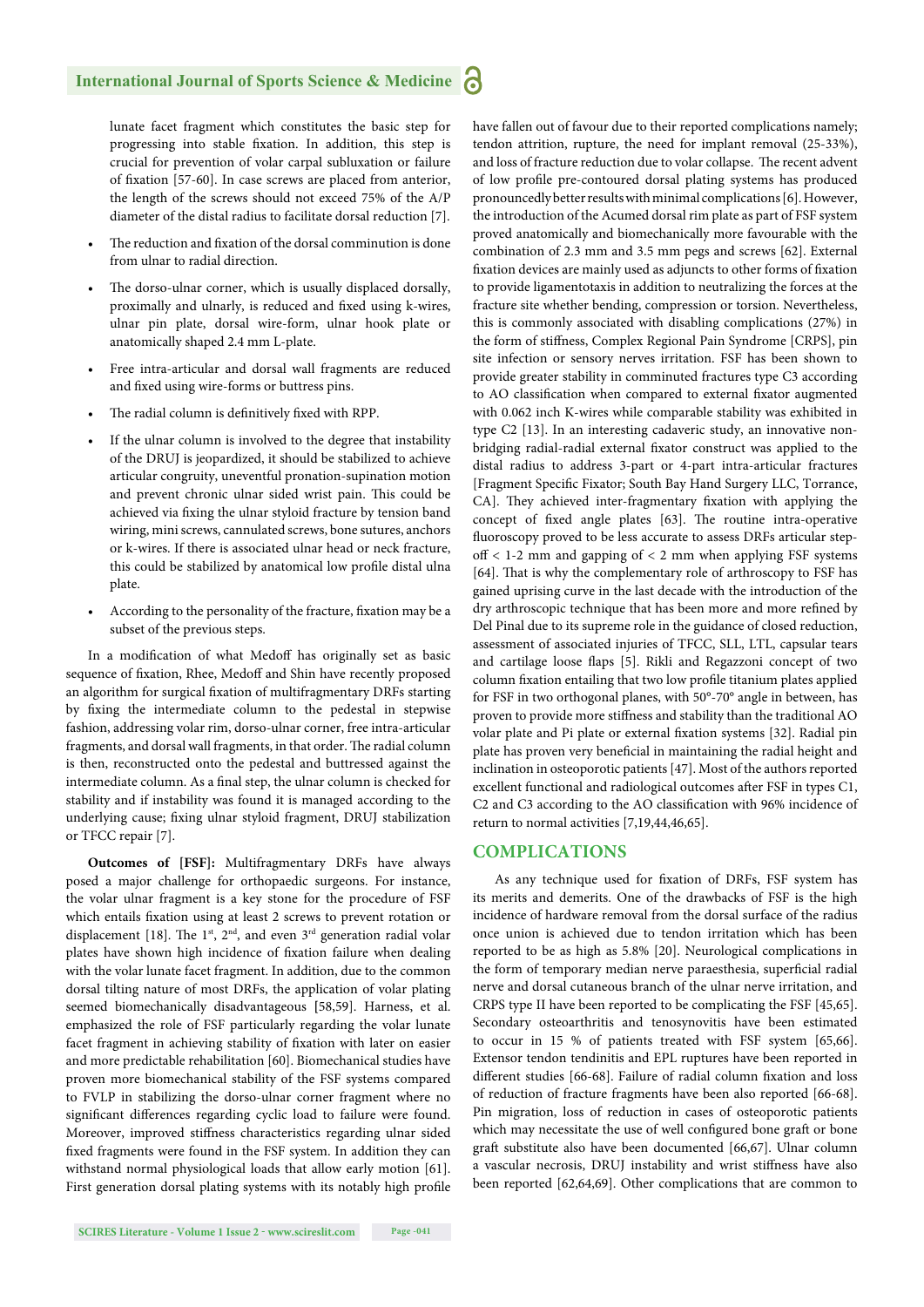lunate facet fragment which constitutes the basic step for progressing into stable fixation. In addition, this step is crucial for prevention of volar carpal subluxation or failure of fixation [57-60]. In case screws are placed from anterior, the length of the screws should not exceed 75% of the A/P diameter of the distal radius to facilitate dorsal reduction [7].

- The reduction and fixation of the dorsal comminution is done from ulnar to radial direction.
- The dorso-ulnar corner, which is usually displaced dorsally, proximally and ulnarly, is reduced and fixed using k-wires, ulnar pin plate, dorsal wire-form, ulnar hook plate or anatomically shaped 2.4 mm L-plate.
- Free intra-articular and dorsal wall fragments are reduced and fixed using wire-forms or buttress pins.
- The radial column is definitively fixed with RPP.
- If the ulnar column is involved to the degree that instability of the DRUJ is jeopardized, it should be stabilized to achieve articular congruity, uneventful pronation-supination motion and prevent chronic ulnar sided wrist pain. This could be achieved via fixing the ulnar styloid fracture by tension band wiring, mini screws, cannulated screws, bone sutures, anchors or k-wires. If there is associated ulnar head or neck fracture, this could be stabilized by anatomical low profile distal ulna plate.
- According to the personality of the fracture, fixation may be a subset of the previous steps.

In a modification of what Medoff has originally set as basic sequence of fixation, Rhee, Medoff and Shin have recently proposed an algorithm for surgical fixation of multifragmentary DRFs starting by fixing the intermediate column to the pedestal in stepwise fashion, addressing volar rim, dorso-ulnar corner, free intra-articular fragments, and dorsal wall fragments, in that order. The radial column is then, reconstructed onto the pedestal and buttressed against the intermediate column. As a final step, the ulnar column is checked for stability and if instability was found it is managed according to the underlying cause; fixing ulnar styloid fragment, DRUJ stabilization or TFCC repair [7].

**Outcomes of [FSF]:** Multifragmentary DRFs have always posed a major challenge for orthopaedic surgeons. For instance, the volar ulnar fragment is a key stone for the procedure of FSF which entails fixation using at least 2 screws to prevent rotation or displacement [18]. The 1st, 2nd, and even 3rd generation radial volar plates have shown high incidence of fixation failure when dealing with the volar lunate facet fragment. In addition, due to the common dorsal tilting nature of most DRFs, the application of volar plating seemed biomechanically disadvantageous [58,59]. Harness, et al. emphasized the role of FSF particularly regarding the volar lunate facet fragment in achieving stability of fixation with later on easier and more predictable rehabilitation [60]. Biomechanical studies have proven more biomechanical stability of the FSF systems compared to FVLP in stabilizing the dorso-ulnar corner fragment where no significant differences regarding cyclic load to failure were found. Moreover, improved stiffness characteristics regarding ulnar sided fixed fragments were found in the FSF system. In addition they can withstand normal physiological loads that allow early motion [61]. First generation dorsal plating systems with its notably high profile have fallen out of favour due to their reported complications namely; tendon attrition, rupture, the need for implant removal (25-33%), and loss of fracture reduction due to volar collapse. The recent advent of low profile pre-contoured dorsal plating systems has produced pronouncedly better results with minimal complications [6]. However, the introduction of the Acumed dorsal rim plate as part of FSF system proved anatomically and biomechanically more favourable with the combination of 2.3 mm and 3.5 mm pegs and screws [62]. External fixation devices are mainly used as adjuncts to other forms of fixation to provide ligamentotaxis in addition to neutralizing the forces at the fracture site whether bending, compression or torsion. Nevertheless, this is commonly associated with disabling complications (27%) in the form of stiffness, Complex Regional Pain Syndrome [CRPS], pin site infection or sensory nerves irritation. FSF has been shown to provide greater stability in comminuted fractures type C3 according to AO classification when compared to external fixator augmented with 0.062 inch K-wires while comparable stability was exhibited in type C2 [13]. In an interesting cadaveric study, an innovative non-bridging radial-radial external fixator construct was applied to the distal radius to address 3-part or 4-part intra-articular fractures [Fragment Specific Fixator; South Bay Hand Surgery LLC, Torrance, CA]. They achieved inter-fragmentary fixation with applying the concept of fixed angle plates [63]. The routine intra-operative fluoroscopy proved to be less accurate to assess DRFs articular step-off < 1-2 mm and gapping of < 2 mm when applying FSF systems [64]. That is why the complementary role of arthroscopy to FSF has gained uprising curve in the last decade with the introduction of the dry arthroscopic technique that has been more and more refined by Del Pinal due to its supreme role in the guidance of closed reduction, assessment of associated injuries of TFCC, SLL, LTL, capsular tears and cartilage loose flaps [5]. Rikli and Regazzoni concept of two column fixation entailing that two low profile titanium plates applied for FSF in two orthogonal planes, with 50°-70° angle in between, has proven to provide more stiffness and stability than the traditional AO volar plate and Pi plate or external fixation systems [32]. Radial pin plate has proven very beneficial in maintaining the radial height and inclination in osteoporotic patients [47]. Most of the authors reported excellent functional and radiological outcomes after FSF in types C1, C2 and C3 according to the AO classification with 96% incidence of return to normal activities [7,19,44,46,65].

## COMPLICATIONS

As any technique used for fixation of DRFs, FSF system has its merits and demerits. One of the drawbacks of FSF is the high incidence of hardware removal from the dorsal surface of the radius once union is achieved due to tendon irritation which has been reported to be as high as 5.8% [20]. Neurological complications in the form of temporary median nerve paraesthesia, superficial radial nerve and dorsal cutaneous branch of the ulnar nerve irritation, and CRPS type II have been reported to be complicating the FSF [45,65]. Secondary osteoarthritis and tenosynovitis have been estimated to occur in 15 % of patients treated with FSF system [65,66]. Extensor tendon tendinitis and EPL ruptures have been reported in different studies [66-68]. Failure of radial column fixation and loss of reduction of fracture fragments have been also reported [66-68]. Pin migration, loss of reduction in cases of osteoporotic patients which may necessitate the use of well configured bone graft or bone graft substitute also have been documented [66,67]. Ulnar column a vascular necrosis, DRUJ instability and wrist stiffness have also been reported [62,64,69]. Other complications that are common to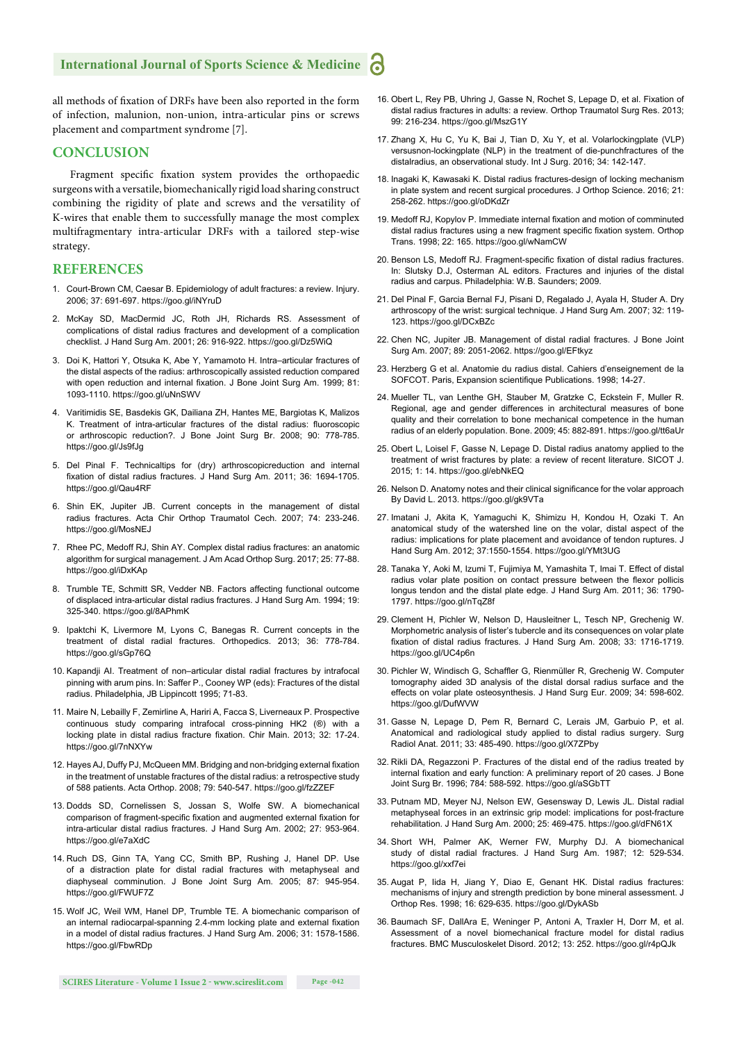all methods of fixation of DRFs have been also reported in the form of infection, malunion, non-union, intra-articular pins or screws placement and compartment syndrome [7].

## CONCLUSION

Fragment specific fixation system provides the orthopaedic surgeons with a versatile, biomechanically rigid load sharing construct combining the rigidity of plate and screws and the versatility of K-wires that enable them to successfully manage the most complex multifragmentary intra-articular DRFs with a tailored step-wise strategy.

## REFERENCES

1. Court-Brown CM, Caesar B. Epidemiology of adult fractures: a review. Injury. 2006; 37: 691-697. https://goo.gl/iNYruD
2. McKay SD, MacDermid JC, Roth JH, Richards RS. Assessment of complications of distal radius fractures and development of a complication checklist. J Hand Surg Am. 2001; 26: 916-922. https://goo.gl/Dz5WiQ
3. Doi K, Hattori Y, Otsuka K, Abe Y, Yamamoto H. Intra–articular fractures of the distal aspects of the radius: arthroscopically assisted reduction compared with open reduction and internal fixation. J Bone Joint Surg Am. 1999; 81: 1093-1110. https://goo.gl/uNnSWV
4. Varitimidis SE, Basdekis GK, Dailiana ZH, Hantes ME, Bargiotas K, Malizos K. Treatment of intra-articular fractures of the distal radius: fluoroscopic or arthroscopic reduction?. J Bone Joint Surg Br. 2008; 90: 778-785. https://goo.gl/Js9fJg
5. Del Pinal F. Technicaltips for (dry) arthroscopicreduction and internal fixation of distal radius fractures. J Hand Surg Am. 2011; 36: 1694-1705. https://goo.gl/Qau4RF
6. Shin EK, Jupiter JB. Current concepts in the management of distal radius fractures. Acta Chir Orthop Traumatol Cech. 2007; 74: 233-246. https://goo.gl/MosNEJ
7. Rhee PC, Medoff RJ, Shin AY. Complex distal radius fractures: an anatomic algorithm for surgical management. J Am Acad Orthop Surg. 2017; 25: 77-88. https://goo.gl/iDxKAp
8. Trumble TE, Schmitt SR, Vedder NB. Factors affecting functional outcome of displaced intra-articular distal radius fractures. J Hand Surg Am. 1994; 19: 325-340. https://goo.gl/8APhmK
9. Ipaktchi K, Livermore M, Lyons C, Banegas R. Current concepts in the treatment of distal radial fractures. Orthopedics. 2013; 36: 778-784. https://goo.gl/sGp76Q
10. Kapandji AI. Treatment of non–articular distal radial fractures by intrafocal pinning with arum pins. In: Saffer P., Cooney WP (eds): Fractures of the distal radius. Philadelphia, JB Lippincott 1995; 71-83.
11. Maire N, Lebailly F, Zemirline A, Hariri A, Facca S, Liverneaux P. Prospective continuous study comparing intrafocal cross-pinning HK2 (®) with a locking plate in distal radius fracture fixation. Chir Main. 2013; 32: 17-24. https://goo.gl/7nNXYw
12. Hayes AJ, Duffy PJ, McQueen MM. Bridging and non-bridging external fixation in the treatment of unstable fractures of the distal radius: a retrospective study of 588 patients. Acta Orthop. 2008; 79: 540-547. https://goo.gl/fzZZEF
13. Dodds SD, Cornelissen S, Jossan S, Wolfe SW. A biomechanical comparison of fragment-specific fixation and augmented external fixation for intra-articular distal radius fractures. J Hand Surg Am. 2002; 27: 953-964. https://goo.gl/e7aXdC
14. Ruch DS, Ginn TA, Yang CC, Smith BP, Rushing J, Hanel DP. Use of a distraction plate for distal radial fractures with metaphyseal and diaphyseal comminution. J Bone Joint Surg Am. 2005; 87: 945-954. https://goo.gl/FWUF7Z
15. Wolf JC, Weil WM, Hanel DP, Trumble TE. A biomechanic comparison of an internal radiocarpal-spanning 2.4-mm locking plate and external fixation in a model of distal radius fractures. J Hand Surg Am. 2006; 31: 1578-1586. https://goo.gl/FbwRDp
16. Obert L, Rey PB, Uhring J, Gasse N, Rochet S, Lepage D, et al. Fixation of distal radius fractures in adults: a review. Orthop Traumatol Surg Res. 2013; 99: 216-234. https://goo.gl/MszG1Y
17. Zhang X, Hu C, Yu K, Bai J, Tian D, Xu Y, et al. Volarlockingplate (VLP) versusnon-lockingplate (NLP) in the treatment of die-punchfractures of the distalradius, an observational study. Int J Surg. 2016; 34: 142-147.
18. Inagaki K, Kawasaki K. Distal radius fractures-design of locking mechanism in plate system and recent surgical procedures. J Orthop Science. 2016; 21: 258-262. https://goo.gl/oDKdZr
19. Medoff RJ, Kopylov P. Immediate internal fixation and motion of comminuted distal radius fractures using a new fragment specific fixation system. Orthop Trans. 1998; 22: 165. https://goo.gl/wNamCW
20. Benson LS, Medoff RJ. Fragment-specific fixation of distal radius fractures. In: Slutsky D.J, Osterman AL editors. Fractures and injuries of the distal radius and carpus. Philadelphia: W.B. Saunders; 2009.
21. Del Pinal F, Garcia Bernal FJ, Pisani D, Regalado J, Ayala H, Studer A. Dry arthroscopy of the wrist: surgical technique. J Hand Surg Am. 2007; 32: 119-123. https://goo.gl/DCxBZc
22. Chen NC, Jupiter JB. Management of distal radial fractures. J Bone Joint Surg Am. 2007; 89: 2051-2062. https://goo.gl/EFtkyz
23. Herzberg G et al. Anatomie du radius distal. Cahiers d'enseignement de la SOFCOT. Paris, Expansion scientifique Publications. 1998; 14-27.
24. Mueller TL, van Lenthe GH, Stauber M, Gratzke C, Eckstein F, Muller R. Regional, age and gender differences in architectural measures of bone quality and their correlation to bone mechanical competence in the human radius of an elderly population. Bone. 2009; 45: 882-891. https://goo.gl/tt6aUr
25. Obert L, Loisel F, Gasse N, Lepage D. Distal radius anatomy applied to the treatment of wrist fractures by plate: a review of recent literature. SICOT J. 2015; 1: 14. https://goo.gl/ebNkEQ
26. Nelson D. Anatomy notes and their clinical significance for the volar approach By David L. 2013. https://goo.gl/gk9VTa
27. Imatani J, Akita K, Yamaguchi K, Shimizu H, Kondou H, Ozaki T. An anatomical study of the watershed line on the volar, distal aspect of the radius: implications for plate placement and avoidance of tendon ruptures. J Hand Surg Am. 2012; 37:1550-1554. https://goo.gl/YMt3UG
28. Tanaka Y, Aoki M, Izumi T, Fujimiya M, Yamashita T, Imai T. Effect of distal radius volar plate position on contact pressure between the flexor pollicis longus tendon and the distal plate edge. J Hand Surg Am. 2011; 36: 1790-1797. https://goo.gl/nTqZ8f
29. Clement H, Pichler W, Nelson D, Hausleitner L, Tesch NP, Grechenig W. Morphometric analysis of lister's tubercle and its consequences on volar plate fixation of distal radius fractures. J Hand Surg Am. 2008; 33: 1716-1719. https://goo.gl/UC4p6n
30. Pichler W, Windisch G, Schaffler G, Rienmüller R, Grechenig W. Computer tomography aided 3D analysis of the distal dorsal radius surface and the effects on volar plate osteosynthesis. J Hand Surg Eur. 2009; 34: 598-602. https://goo.gl/DufWVW
31. Gasse N, Lepage D, Pem R, Bernard C, Lerais JM, Garbuio P, et al. Anatomical and radiological study applied to distal radius surgery. Surg Radiol Anat. 2011; 33: 485-490. https://goo.gl/X7ZPby
32. Rikli DA, Regazzoni P. Fractures of the distal end of the radius treated by internal fixation and early function: A preliminary report of 20 cases. J Bone Joint Surg Br. 1996; 784: 588-592. https://goo.gl/aSGbTT
33. Putnam MD, Meyer NJ, Nelson EW, Gesensway D, Lewis JL. Distal radial metaphyseal forces in an extrinsic grip model: implications for post-fracture rehabilitation. J Hand Surg Am. 2000; 25: 469-475. https://goo.gl/dFN61X
34. Short WH, Palmer AK, Werner FW, Murphy DJ. A biomechanical study of distal radial fractures. J Hand Surg Am. 1987; 12: 529-534. https://goo.gl/xxf7ei
35. Augat P, Iida H, Jiang Y, Diao E, Genant HK. Distal radius fractures: mechanisms of injury and strength prediction by bone mineral assessment. J Orthop Res. 1998; 16: 629-635. https://goo.gl/DykASb
36. Baumach SF, DallAra E, Weninger P, Antoni A, Traxler H, Dorr M, et al. Assessment of a novel biomechanical fracture model for distal radius fractures. BMC Musculoskelet Disord. 2012; 13: 252. https://goo.gl/r4pQJk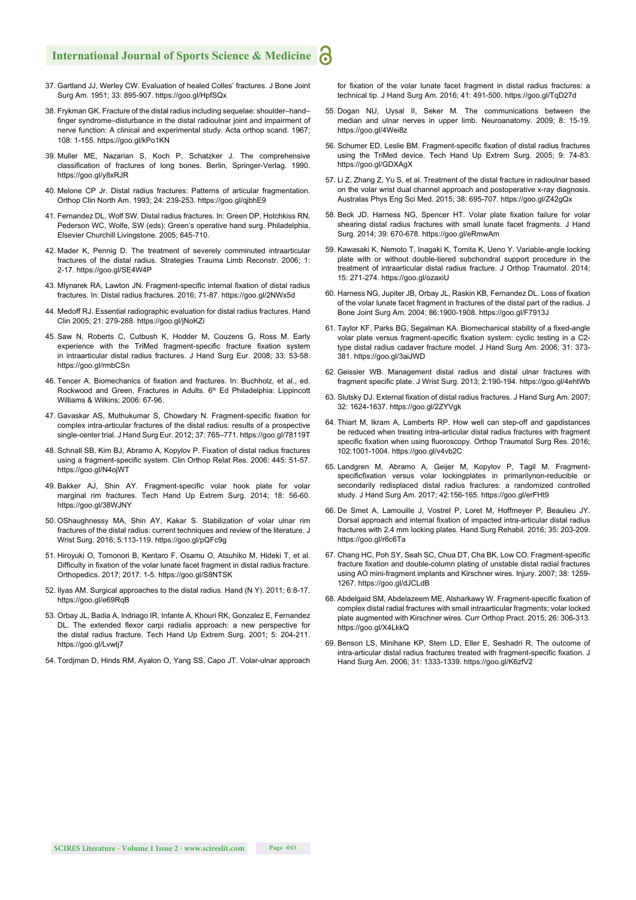37. Gartland JJ, Werley CW. Evaluation of healed Colles' fractures. J Bone Joint Surg Am. 1951; 33: 895-907. https://goo.gl/HpfSQx

38. Frykman GK. Fracture of the distal radius including sequelae: shoulder–hand–finger syndrome–disturbance in the distal radioulnar joint and impairment of nerve function: A clinical and experimental study. Acta orthop scand. 1967; 108: 1-155. https://goo.gl/kPo1KN

39. Muller ME, Nazarian S, Koch P, Schatzker J. The comprehensive classification of fractures of long bones. Berlin, Springer-Verlag. 1990. https://goo.gl/y8xRJR

40. Melone CP Jr. Distal radius fractures: Patterns of articular fragmentation. Orthop Clin North Am. 1993; 24: 239-253. https://goo.gl/qjbhE9

41. Fernandez DL, Wolf SW. Distal radius fractures. In: Green DP, Hotchkiss RN, Pederson WC, Wolfe, SW (eds): Green's operative hand surg. Philadelphia, Elsevier Churchill Livingstone. 2005; 645-710.

42. Mader K, Pennig D. The treatment of severely comminuted intraarticular fractures of the distal radius. Strategies Trauma Limb Reconstr. 2006; 1: 2-17. https://goo.gl/SE4W4P

43. Mlynarek RA, Lawton JN. Fragment-specific internal fixation of distal radius fractures. In: Distal radius fractures. 2016; 71-87. https://goo.gl/2NWx5d

44. Medoff RJ. Essential radiographic evaluation for distal radius fractures. Hand Clin 2005; 21: 279-288. https://goo.gl/jNoKZi

45. Saw N, Roberts C, Cutbush K, Hodder M, Couzens G, Ross M. Early experience with the TriMed fragment-specific fracture fixation system in intraarticular distal radius fractures. J Hand Surg Eur. 2008; 33: 53-58. https://goo.gl/rmbCSn

46. Tencer A. Biomechanics of fixation and fractures. In: Buchholz, et al., ed. Rockwood and Green, Fractures in Adults. 6th Ed Philadelphia: Lippincott Williams & Wilkins; 2006: 67-96.

47. Gavaskar AS, Muthukumar S, Chowdary N. Fragment-specific fixation for complex intra-articular fractures of the distal radius: results of a prospective single-center trial. J Hand Surg Eur. 2012; 37: 765–771. https://goo.gl/78119T

48. Schnall SB, Kim BJ, Abramo A, Kopylov P. Fixation of distal radius fractures using a fragment-specific system. Clin Orthop Relat Res. 2006: 445: 51-57. https://goo.gl/N4ojWT

49. Bakker AJ, Shin AY. Fragment-specific volar hook plate for volar marginal rim fractures. Tech Hand Up Extrem Surg. 2014; 18: 56-60. https://goo.gl/38WJNY

50. OShaughnessy MA, Shin AY, Kakar S. Stabilization of volar ulnar rim fractures of the distal radius: current techniques and review of the literature. J Wrist Surg. 2016; 5:113-119. https://goo.gl/pQFc9g

51. Hiroyuki O, Tomonori B, Kentaro F, Osamu O, Atsuhiko M, Hideki T, et al. Difficulty in fixation of the volar lunate facet fragment in distal radius fracture. Orthopedics. 2017; 2017: 1-5. https://goo.gl/S8NTSK

52. Ilyas AM. Surgical approaches to the distal radius. Hand (N Y). 2011; 6:8-17. https://goo.gl/e69RqB

53. Orbay JL, Badia A, Indriago IR, Infante A, Khouri RK, Gonzalez E, Fernandez DL. The extended flexor carpi radialis approach: a new perspective for the distal radius fracture. Tech Hand Up Extrem Surg. 2001; 5: 204-211. https://goo.gl/Lvwtj7

54. Tordjman D, Hinds RM, Ayalon O, Yang SS, Capo JT. Volar-ulnar approach for fixation of the volar lunate facet fragment in distal radius fractures: a technical tip. J Hand Surg Am. 2016; 41: 491-500. https://goo.gl/TqD27d

55. Dogan NU, Uysal II, Seker M. The communications between the median and ulnar nerves in upper limb. Neuroanatomy. 2009; 8: 15-19. https://goo.gl/4Wei8z

56. Schumer ED, Leslie BM. Fragment-specific fixation of distal radius fractures using the TriMed device. Tech Hand Up Extrem Surg. 2005; 9: 74-83. https://goo.gl/GDXAgX

57. Li Z, Zhang Z, Yu S, et al. Treatment of the distal fracture in radioulnar based on the volar wrist dual channel approach and postoperative x-ray diagnosis. Australas Phys Eng Sci Med. 2015; 38: 695-707. https://goo.gl/Z42gQx

58. Beck JD, Harness NG, Spencer HT. Volar plate fixation failure for volar shearing distal radius fractures with small lunate facet fragments. J Hand Surg. 2014; 39: 670-678. https://goo.gl/eRmwAm

59. Kawasaki K, Nemoto T, Inagaki K, Tomita K, Ueno Y. Variable-angle locking plate with or without double-tiered subchondral support procedure in the treatment of intraarticular distal radius fracture. J Orthop Traumatol. 2014; 15: 271-274. https://goo.gl/ozaxiU

60. Harness NG, Jupiter JB, Orbay JL, Raskin KB, Fernandez DL. Loss of fixation of the volar lunate facet fragment in fractures of the distal part of the radius. J Bone Joint Surg Am. 2004; 86:1900-1908. https://goo.gl/F7913J

61. Taylor KF, Parks BG, Segalman KA. Biomechanical stability of a fixed-angle volar plate versus fragment-specific fixation system: cyclic testing in a C2-type distal radius cadaver fracture model. J Hand Surg Am. 2006; 31: 373-381. https://goo.gl/3aiJWD

62. Geissler WB. Management distal radius and distal ulnar fractures with fragment specific plate. J Wrist Surg. 2013; 2:190-194. https://goo.gl/4ehtWb

63. Slutsky DJ. External fixation of distal radius fractures. J Hand Surg Am. 2007; 32: 1624-1637. https://goo.gl/2ZYVgk

64. Thiart M, Ikram A, Lamberts RP. How well can step-off and gapdistances be reduced when treating intra-articular distal radius fractures with fragment specific fixation when using fluoroscopy. Orthop Traumatol Surg Res. 2016; 102:1001-1004. https://goo.gl/v4vb2C

65. Landgren M, Abramo A, Geijer M, Kopylov P, Tagil M. Fragment-specificfixation versus volar lockingplates in primarilynon-reducible or secondarily redisplaced distal radius fractures: a randomized controlled study. J Hand Surg Am. 2017; 42:156-165. https://goo.gl/erFHt9

66. De Smet A, Lamouille J, Vostrel P, Loret M, Hoffmeyer P, Beaulieu JY. Dorsal approach and internal fixation of impacted intra-articular distal radius fractures with 2.4 mm locking plates. Hand Surg Rehabil. 2016; 35: 203-209. https://goo.gl/r6c6Ta

67. Chang HC, Poh SY, Seah SC, Chua DT, Cha BK, Low CO. Fragment-specific fracture fixation and double-column plating of unstable distal radial fractures using AO mini-fragment implants and Kirschner wires. Injury. 2007; 38: 1259-1267. https://goo.gl/dJCLdB

68. Abdelgaid SM, Abdelazeem ME, Alsharkawy W. Fragment-specific fixation of complex distal radial fractures with small intraarticular fragments; volar locked plate augmented with Kirschner wires. Curr Orthop Pract. 2015; 26: 306-313. https://goo.gl/X4LkkQ

69. Benson LS, Minihane KP, Stern LD, Eller E, Seshadri R. The outcome of intra-articular distal radius fractures treated with fragment-specific fixation. J Hand Surg Am. 2006; 31: 1333-1339. https://goo.gl/K6zfV2